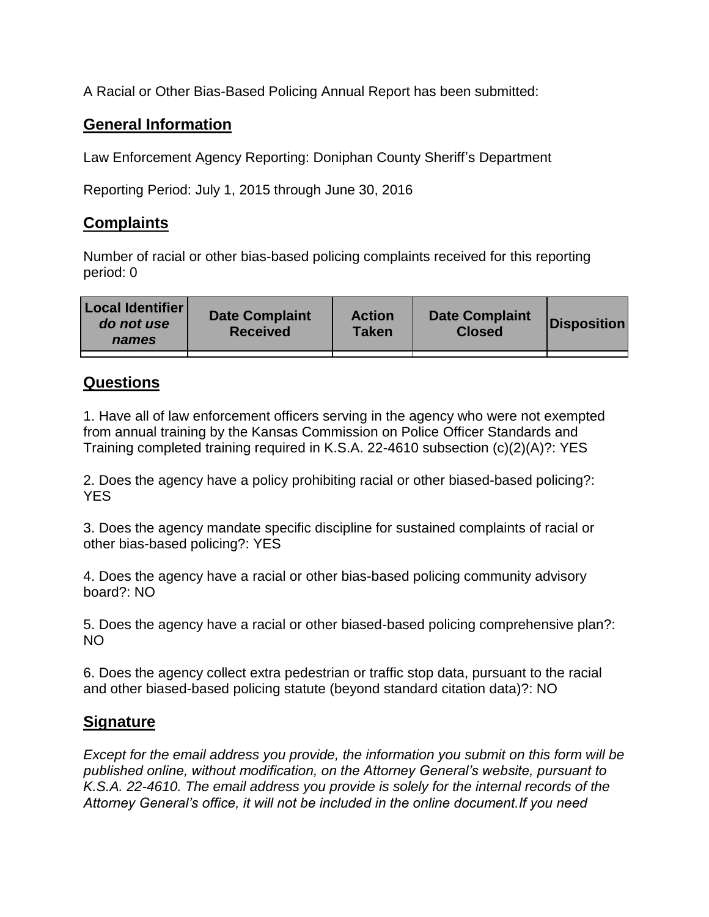A Racial or Other Bias-Based Policing Annual Report has been submitted:

## General Information

Law Enforcement Agency Reporting: Doniphan County Sheriff's Department

Reporting Period: July 1, 2015 through June 30, 2016

## Complaints

Number of racial or other bias-based policing complaints received for this reporting period: 0

| Local Identifier *do not use names* | Date Complaint Received | Action Taken | Date Complaint Closed | Disposition |
|---|---|---|---|---|
| | | | | |

## Questions

1. Have all of law enforcement officers serving in the agency who were not exempted from annual training by the Kansas Commission on Police Officer Standards and Training completed training required in K.S.A. 22-4610 subsection (c)(2)(A)?: YES

2. Does the agency have a policy prohibiting racial or other biased-based policing?: YES

3. Does the agency mandate specific discipline for sustained complaints of racial or other bias-based policing?: YES

4. Does the agency have a racial or other bias-based policing community advisory board?: NO

5. Does the agency have a racial or other biased-based policing comprehensive plan?: NO

6. Does the agency collect extra pedestrian or traffic stop data, pursuant to the racial and other biased-based policing statute (beyond standard citation data)?: NO

## Signature

*Except for the email address you provide, the information you submit on this form will be published online, without modification, on the Attorney General's website, pursuant to K.S.A. 22-4610. The email address you provide is solely for the internal records of the Attorney General's office, it will not be included in the online document.If you need*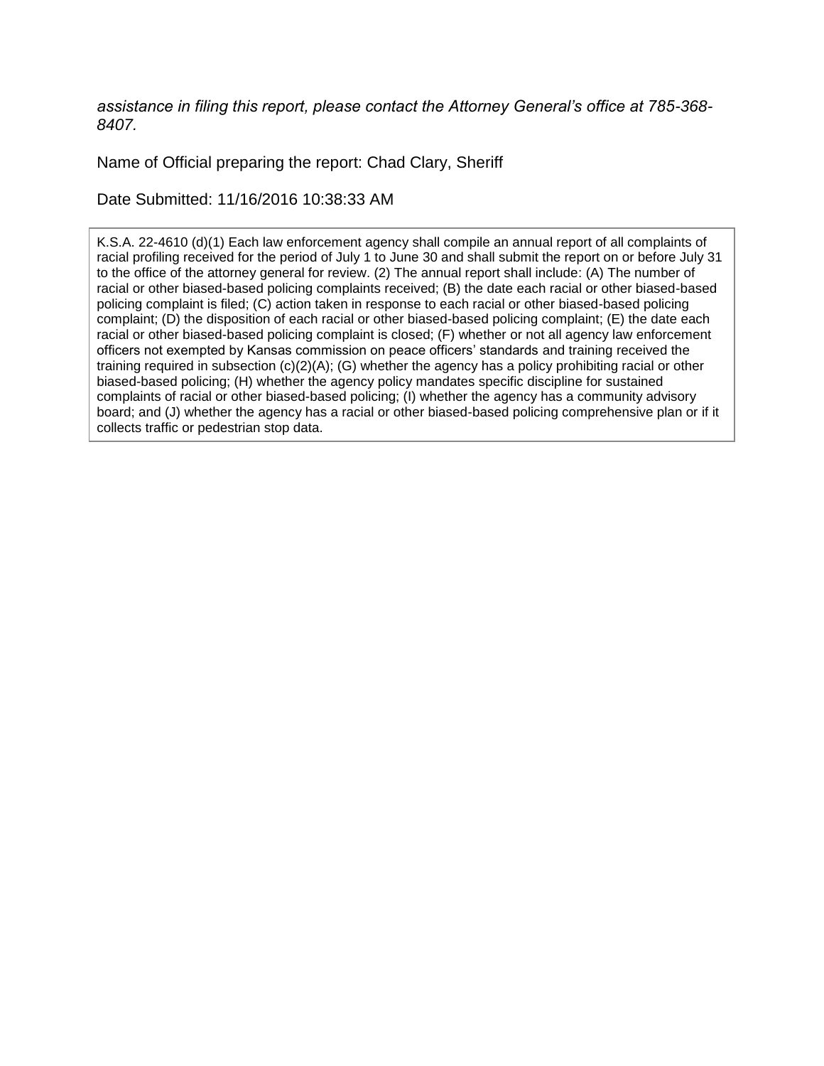*assistance in filing this report, please contact the Attorney General's office at 785-368-8407.*

Name of Official preparing the report: Chad Clary, Sheriff

Date Submitted: 11/16/2016 10:38:33 AM

K.S.A. 22-4610 (d)(1) Each law enforcement agency shall compile an annual report of all complaints of racial profiling received for the period of July 1 to June 30 and shall submit the report on or before July 31 to the office of the attorney general for review. (2) The annual report shall include: (A) The number of racial or other biased-based policing complaints received; (B) the date each racial or other biased-based policing complaint is filed; (C) action taken in response to each racial or other biased-based policing complaint; (D) the disposition of each racial or other biased-based policing complaint; (E) the date each racial or other biased-based policing complaint is closed; (F) whether or not all agency law enforcement officers not exempted by Kansas commission on peace officers' standards and training received the training required in subsection (c)(2)(A); (G) whether the agency has a policy prohibiting racial or other biased-based policing; (H) whether the agency policy mandates specific discipline for sustained complaints of racial or other biased-based policing; (I) whether the agency has a community advisory board; and (J) whether the agency has a racial or other biased-based policing comprehensive plan or if it collects traffic or pedestrian stop data.